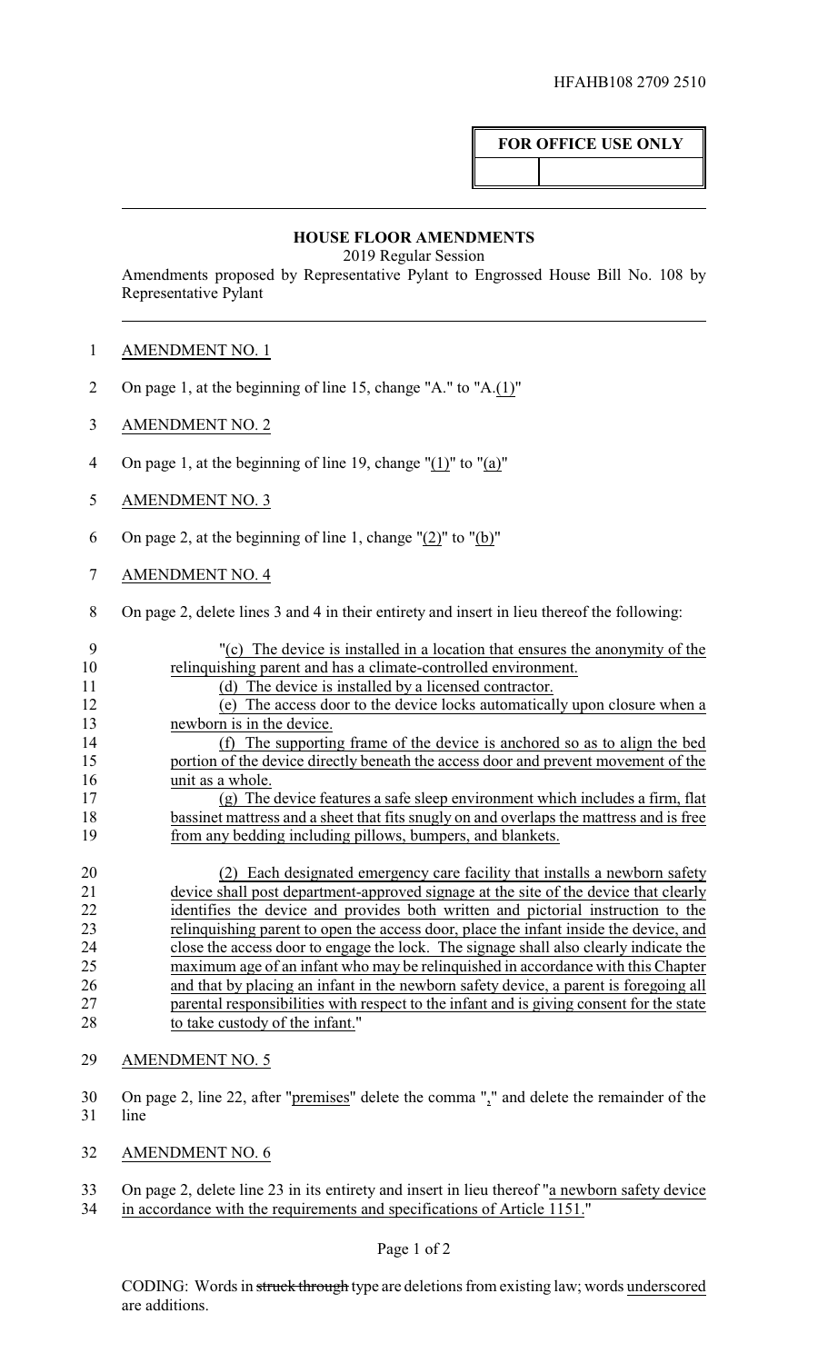HFAHB108 2709 2510

**FOR OFFICE USE ONLY**

## HOUSE FLOOR AMENDMENTS

2019 Regular Session

Amendments proposed by Representative Pylant to Engrossed House Bill No. 108 by Representative Pylant

AMENDMENT NO. 1

On page 1, at the beginning of line 15, change "A." to "A.(1)"

AMENDMENT NO. 2

On page 1, at the beginning of line 19, change "(1)" to "(a)"

AMENDMENT NO. 3

On page 2, at the beginning of line 1, change "(2)" to "(b)"

AMENDMENT NO. 4

On page 2, delete lines 3 and 4 in their entirety and insert in lieu thereof the following:

"(c) The device is installed in a location that ensures the anonymity of the relinquishing parent and has a climate-controlled environment.

(d) The device is installed by a licensed contractor.

(e) The access door to the device locks automatically upon closure when a newborn is in the device.

(f) The supporting frame of the device is anchored so as to align the bed portion of the device directly beneath the access door and prevent movement of the unit as a whole.

(g) The device features a safe sleep environment which includes a firm, flat bassinet mattress and a sheet that fits snugly on and overlaps the mattress and is free from any bedding including pillows, bumpers, and blankets.

(2) Each designated emergency care facility that installs a newborn safety device shall post department-approved signage at the site of the device that clearly identifies the device and provides both written and pictorial instruction to the relinquishing parent to open the access door, place the infant inside the device, and close the access door to engage the lock. The signage shall also clearly indicate the maximum age of an infant who may be relinquished in accordance with this Chapter and that by placing an infant in the newborn safety device, a parent is foregoing all parental responsibilities with respect to the infant and is giving consent for the state to take custody of the infant."

AMENDMENT NO. 5

On page 2, line 22, after "premises" delete the comma "," and delete the remainder of the line

AMENDMENT NO. 6

On page 2, delete line 23 in its entirety and insert in lieu thereof "a newborn safety device in accordance with the requirements and specifications of Article 1151."

CODING: Words in struck through type are deletions from existing law; words underscored are additions.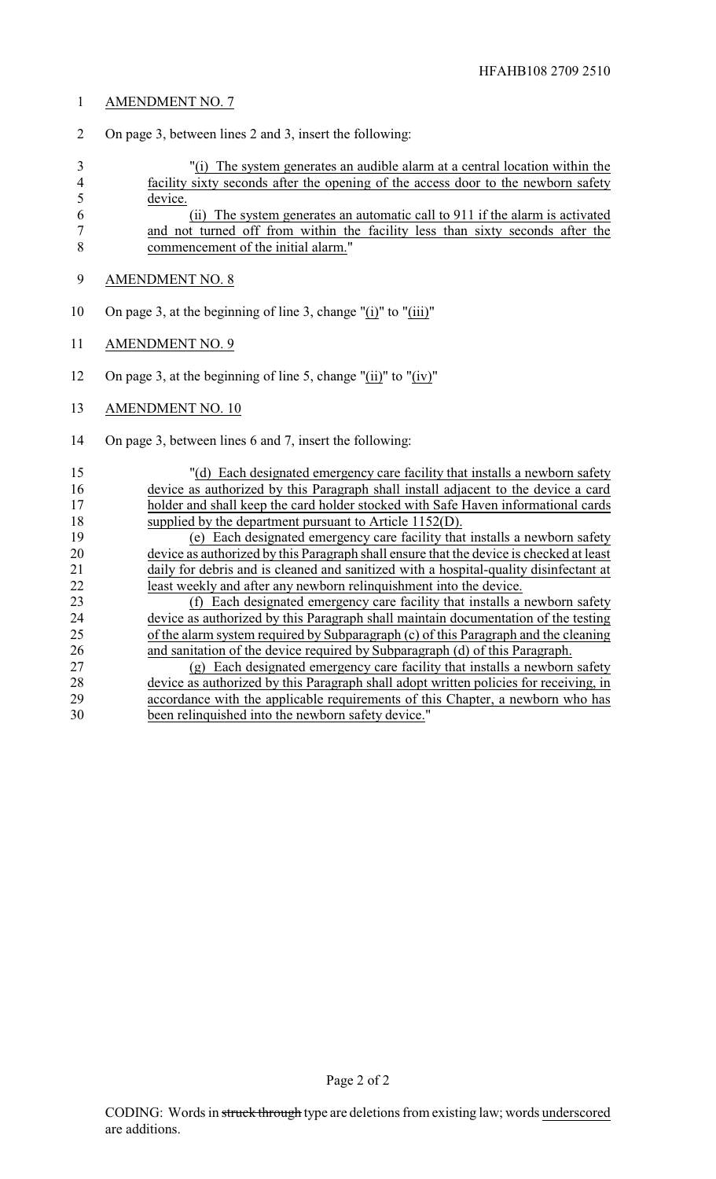AMENDMENT NO. 7

On page 3, between lines 2 and 3, insert the following:

"(i) The system generates an audible alarm at a central location within the facility sixty seconds after the opening of the access door to the newborn safety device.

(ii) The system generates an automatic call to 911 if the alarm is activated and not turned off from within the facility less than sixty seconds after the commencement of the initial alarm."

AMENDMENT NO. 8

On page 3, at the beginning of line 3, change "(i)" to "(iii)"

AMENDMENT NO. 9

On page 3, at the beginning of line 5, change "(ii)" to "(iv)"

AMENDMENT NO. 10

On page 3, between lines 6 and 7, insert the following:

"(d) Each designated emergency care facility that installs a newborn safety device as authorized by this Paragraph shall install adjacent to the device a card holder and shall keep the card holder stocked with Safe Haven informational cards supplied by the department pursuant to Article 1152(D).

(e) Each designated emergency care facility that installs a newborn safety device as authorized by this Paragraph shall ensure that the device is checked at least daily for debris and is cleaned and sanitized with a hospital-quality disinfectant at least weekly and after any newborn relinquishment into the device.

(f) Each designated emergency care facility that installs a newborn safety device as authorized by this Paragraph shall maintain documentation of the testing of the alarm system required by Subparagraph (c) of this Paragraph and the cleaning and sanitation of the device required by Subparagraph (d) of this Paragraph.

(g) Each designated emergency care facility that installs a newborn safety device as authorized by this Paragraph shall adopt written policies for receiving, in accordance with the applicable requirements of this Chapter, a newborn who has been relinquished into the newborn safety device."

CODING: Words in ~~struck through~~ type are deletions from existing law; words underscored are additions.